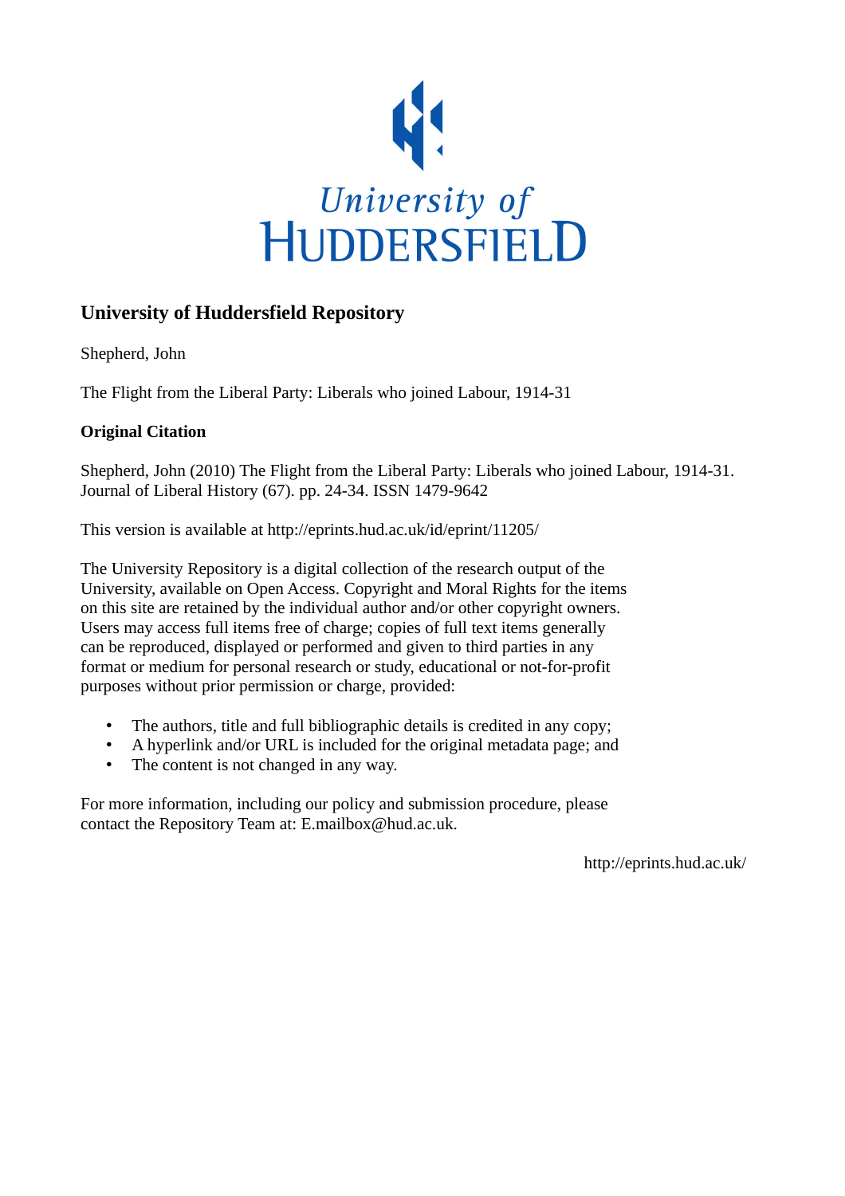University of
HUDDERSFIELD

## University of Huddersfield Repository

Shepherd, John

The Flight from the Liberal Party: Liberals who joined Labour, 1914-31

### Original Citation

Shepherd, John (2010) The Flight from the Liberal Party: Liberals who joined Labour, 1914-31. Journal of Liberal History (67). pp. 24-34. ISSN 1479-9642

This version is available at http://eprints.hud.ac.uk/id/eprint/11205/

The University Repository is a digital collection of the research output of the University, available on Open Access. Copyright and Moral Rights for the items on this site are retained by the individual author and/or other copyright owners. Users may access full items free of charge; copies of full text items generally can be reproduced, displayed or performed and given to third parties in any format or medium for personal research or study, educational or not-for-profit purposes without prior permission or charge, provided:

- The authors, title and full bibliographic details is credited in any copy;
- A hyperlink and/or URL is included for the original metadata page; and
- The content is not changed in any way.

For more information, including our policy and submission procedure, please contact the Repository Team at: E.mailbox@hud.ac.uk.

http://eprints.hud.ac.uk/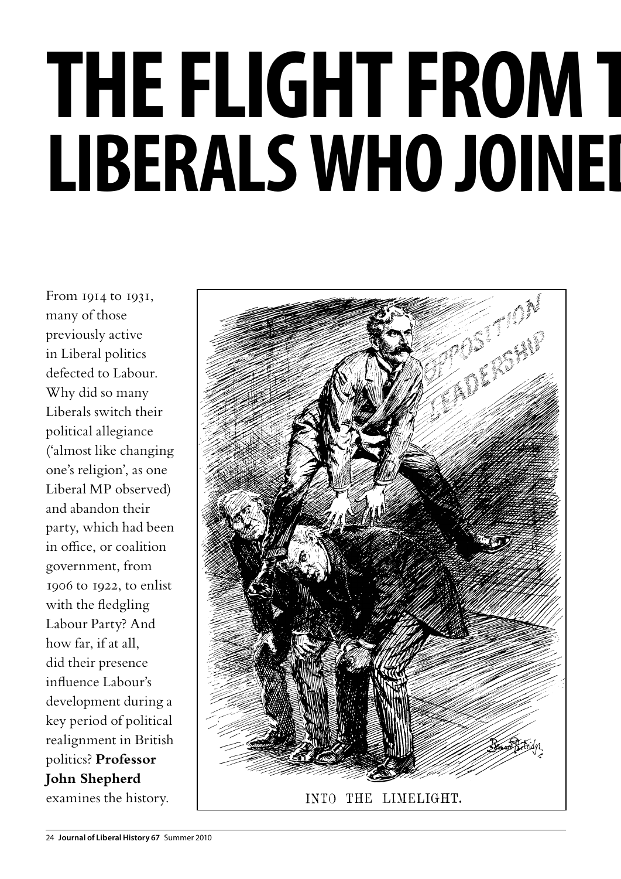# THE FLIGHT FROM T
# LIBERALS WHO JOINED

From 1914 to 1931, many of those previously active in Liberal politics defected to Labour. Why did so many Liberals switch their political allegiance ('almost like changing one's religion', as one Liberal MP observed) and abandon their party, which had been in office, or coalition government, from 1906 to 1922, to enlist with the fledgling Labour Party? And how far, if at all, did their presence influence Labour's development during a key period of political realignment in British politics? **Professor John Shepherd** examines the history.

INTO THE LIMELIGHT.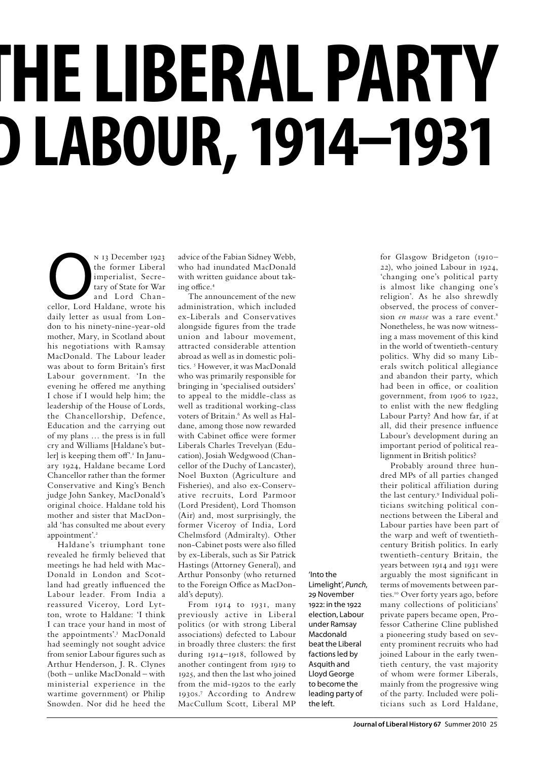# THE LIBERAL PARTY
# D LABOUR, 1914–1931

On 13 December 1923 the former Liberal imperialist, Secretary of State for War and Lord Chancellor, Lord Haldane, wrote his daily letter as usual from London to his ninety-nine-year-old mother, Mary, in Scotland about his negotiations with Ramsay MacDonald. The Labour leader was about to form Britain's first Labour government. 'In the evening he offered me anything I chose if I would help him; the leadership of the House of Lords, the Chancellorship, Defence, Education and the carrying out of my plans … the press is in full cry and Williams [Haldane's butler] is keeping them off'.[1] In January 1924, Haldane became Lord Chancellor rather than the former Conservative and King's Bench judge John Sankey, MacDonald's original choice. Haldane told his mother and sister that MacDonald 'has consulted me about every appointment'.[2]

Haldane's triumphant tone revealed he firmly believed that meetings he had held with MacDonald in London and Scotland had greatly influenced the Labour leader. From India a reassured Viceroy, Lord Lytton, wrote to Haldane: 'I think I can trace your hand in most of the appointments'.[3] MacDonald had seemingly not sought advice from senior Labour figures such as Arthur Henderson, J. R. Clynes (both – unlike MacDonald – with ministerial experience in the wartime government) or Philip Snowden. Nor did he heed the advice of the Fabian Sidney Webb, who had inundated MacDonald with written guidance about taking office.[4]

The announcement of the new administration, which included ex-Liberals and Conservatives alongside figures from the trade union and labour movement, attracted considerable attention abroad as well as in domestic politics.[5] However, it was MacDonald who was primarily responsible for bringing in 'specialised outsiders' to appeal to the middle-class as well as traditional working-class voters of Britain.[6] As well as Haldane, among those now rewarded with Cabinet office were former Liberals Charles Trevelyan (Education), Josiah Wedgwood (Chancellor of the Duchy of Lancaster), Noel Buxton (Agriculture and Fisheries), and also ex-Conservative recruits, Lord Parmoor (Lord President), Lord Thomson (Air) and, most surprisingly, the former Viceroy of India, Lord Chelmsford (Admiralty). Other non-Cabinet posts were also filled by ex-Liberals, such as Sir Patrick Hastings (Attorney General), and Arthur Ponsonby (who returned to the Foreign Office as MacDonald's deputy).

From 1914 to 1931, many previously active in Liberal politics (or with strong Liberal associations) defected to Labour in broadly three clusters: the first during 1914–1918, followed by another contingent from 1919 to 1925, and then the last who joined from the mid-1920s to the early 1930s.[7] According to Andrew MacCullum Scott, Liberal MP for Glasgow Bridgeton (1910–22), who joined Labour in 1924, 'changing one's political party is almost like changing one's religion'. As he also shrewdly observed, the process of conversion *en masse* was a rare event.[8] Nonetheless, he was now witnessing a mass movement of this kind in the world of twentieth-century politics. Why did so many Liberals switch political allegiance and abandon their party, which had been in office, or coalition government, from 1906 to 1922, to enlist with the new fledgling Labour Party? And how far, if at all, did their presence influence Labour's development during an important period of political realignment in British politics?

Probably around three hundred MPs of all parties changed their political affiliation during the last century.[9] Individual politicians switching political connections between the Liberal and Labour parties have been part of the warp and weft of twentieth-century British politics. In early twentieth-century Britain, the years between 1914 and 1931 were arguably the most significant in terms of movements between parties.[10] Over forty years ago, before many collections of politicians' private papers became open, Professor Catherine Cline published a pioneering study based on seventy prominent recruits who had joined Labour in the early twentieth century, the vast majority of whom were former Liberals, mainly from the progressive wing of the party. Included were politicians such as Lord Haldane,

'Into the Limelight', *Punch*, 29 November 1922: in the 1922 election, Labour under Ramsay Macdonald beat the Liberal factions led by Asquith and Lloyd George to become the leading party of the left.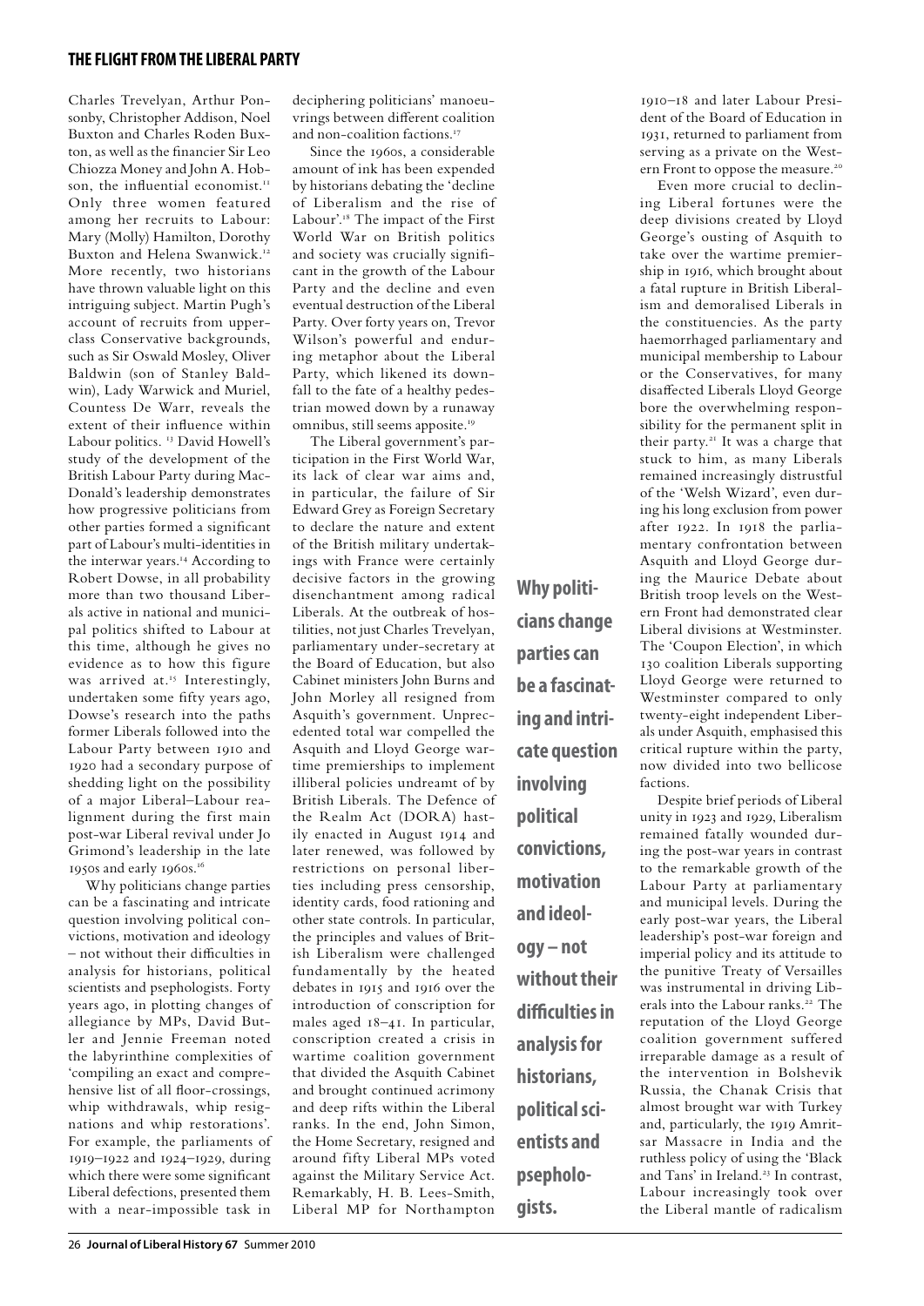Charles Trevelyan, Arthur Ponsonby, Christopher Addison, Noel Buxton and Charles Roden Buxton, as well as the financier Sir Leo Chiozza Money and John A. Hobson, the influential economist.[11] Only three women featured among her recruits to Labour: Mary (Molly) Hamilton, Dorothy Buxton and Helena Swanwick.[12] More recently, two historians have thrown valuable light on this intriguing subject. Martin Pugh's account of recruits from upper-class Conservative backgrounds, such as Sir Oswald Mosley, Oliver Baldwin (son of Stanley Baldwin), Lady Warwick and Muriel, Countess De Warr, reveals the extent of their influence within Labour politics. [13] David Howell's study of the development of the British Labour Party during MacDonald's leadership demonstrates how progressive politicians from other parties formed a significant part of Labour's multi-identities in the interwar years.[14] According to Robert Dowse, in all probability more than two thousand Liberals active in national and municipal politics shifted to Labour at this time, although he gives no evidence as to how this figure was arrived at.[15] Interestingly, undertaken some fifty years ago, Dowse's research into the paths former Liberals followed into the Labour Party between 1910 and 1920 had a secondary purpose of shedding light on the possibility of a major Liberal–Labour realignment during the first main post-war Liberal revival under Jo Grimond's leadership in the late 1950s and early 1960s.[16]

Why politicians change parties can be a fascinating and intricate question involving political convictions, motivation and ideology – not without their difficulties in analysis for historians, political scientists and psephologists. Forty years ago, in plotting changes of allegiance by MPs, David Butler and Jennie Freeman noted the labyrinthine complexities of 'compiling an exact and comprehensive list of all floor-crossings, whip withdrawals, whip resignations and whip restorations'. For example, the parliaments of 1919–1922 and 1924–1929, during which there were some significant Liberal defections, presented them with a near-impossible task in deciphering politicians' manoeuvrings between different coalition and non-coalition factions.[17]

Since the 1960s, a considerable amount of ink has been expended by historians debating the 'decline of Liberalism and the rise of Labour'.[18] The impact of the First World War on British politics and society was crucially significant in the growth of the Labour Party and the decline and even eventual destruction of the Liberal Party. Over forty years on, Trevor Wilson's powerful and enduring metaphor about the Liberal Party, which likened its downfall to the fate of a healthy pedestrian mowed down by a runaway omnibus, still seems apposite.[19]

The Liberal government's participation in the First World War, its lack of clear war aims and, in particular, the failure of Sir Edward Grey as Foreign Secretary to declare the nature and extent of the British military undertakings with France were certainly decisive factors in the growing disenchantment among radical Liberals. At the outbreak of hostilities, not just Charles Trevelyan, parliamentary under-secretary at the Board of Education, but also Cabinet ministers John Burns and John Morley all resigned from Asquith's government. Unprecedented total war compelled the Asquith and Lloyd George wartime premierships to implement illiberal policies undreamt of by British Liberals. The Defence of the Realm Act (DORA) hastily enacted in August 1914 and later renewed, was followed by restrictions on personal liberties including press censorship, identity cards, food rationing and other state controls. In particular, the principles and values of British Liberalism were challenged fundamentally by the heated debates in 1915 and 1916 over the introduction of conscription for males aged 18–41. In particular, conscription created a crisis in wartime coalition government that divided the Asquith Cabinet and brought continued acrimony and deep rifts within the Liberal ranks. In the end, John Simon, the Home Secretary, resigned and around fifty Liberal MPs voted against the Military Service Act. Remarkably, H. B. Lees-Smith, Liberal MP for Northampton 1910–18 and later Labour President of the Board of Education in 1931, returned to parliament from serving as a private on the Western Front to oppose the measure.[20]

**Why politicians change parties can be a fascinating and intricate question involving political convictions, motivation and ideology – not without their difficulties in analysis for historians, political scientists and psephologists.**

Even more crucial to declining Liberal fortunes were the deep divisions created by Lloyd George's ousting of Asquith to take over the wartime premiership in 1916, which brought about a fatal rupture in British Liberalism and demoralised Liberals in the constituencies. As the party haemorrhaged parliamentary and municipal membership to Labour or the Conservatives, for many disaffected Liberals Lloyd George bore the overwhelming responsibility for the permanent split in their party.[21] It was a charge that stuck to him, as many Liberals remained increasingly distrustful of the 'Welsh Wizard', even during his long exclusion from power after 1922. In 1918 the parliamentary confrontation between Asquith and Lloyd George during the Maurice Debate about British troop levels on the Western Front had demonstrated clear Liberal divisions at Westminster. The 'Coupon Election', in which 130 coalition Liberals supporting Lloyd George were returned to Westminster compared to only twenty-eight independent Liberals under Asquith, emphasised this critical rupture within the party, now divided into two bellicose factions.

Despite brief periods of Liberal unity in 1923 and 1929, Liberalism remained fatally wounded during the post-war years in contrast to the remarkable growth of the Labour Party at parliamentary and municipal levels. During the early post-war years, the Liberal leadership's post-war foreign and imperial policy and its attitude to the punitive Treaty of Versailles was instrumental in driving Liberals into the Labour ranks.[22] The reputation of the Lloyd George coalition government suffered irreparable damage as a result of the intervention in Bolshevik Russia, the Chanak Crisis that almost brought war with Turkey and, particularly, the 1919 Amritsar Massacre in India and the ruthless policy of using the 'Black and Tans' in Ireland.[23] In contrast, Labour increasingly took over the Liberal mantle of radicalism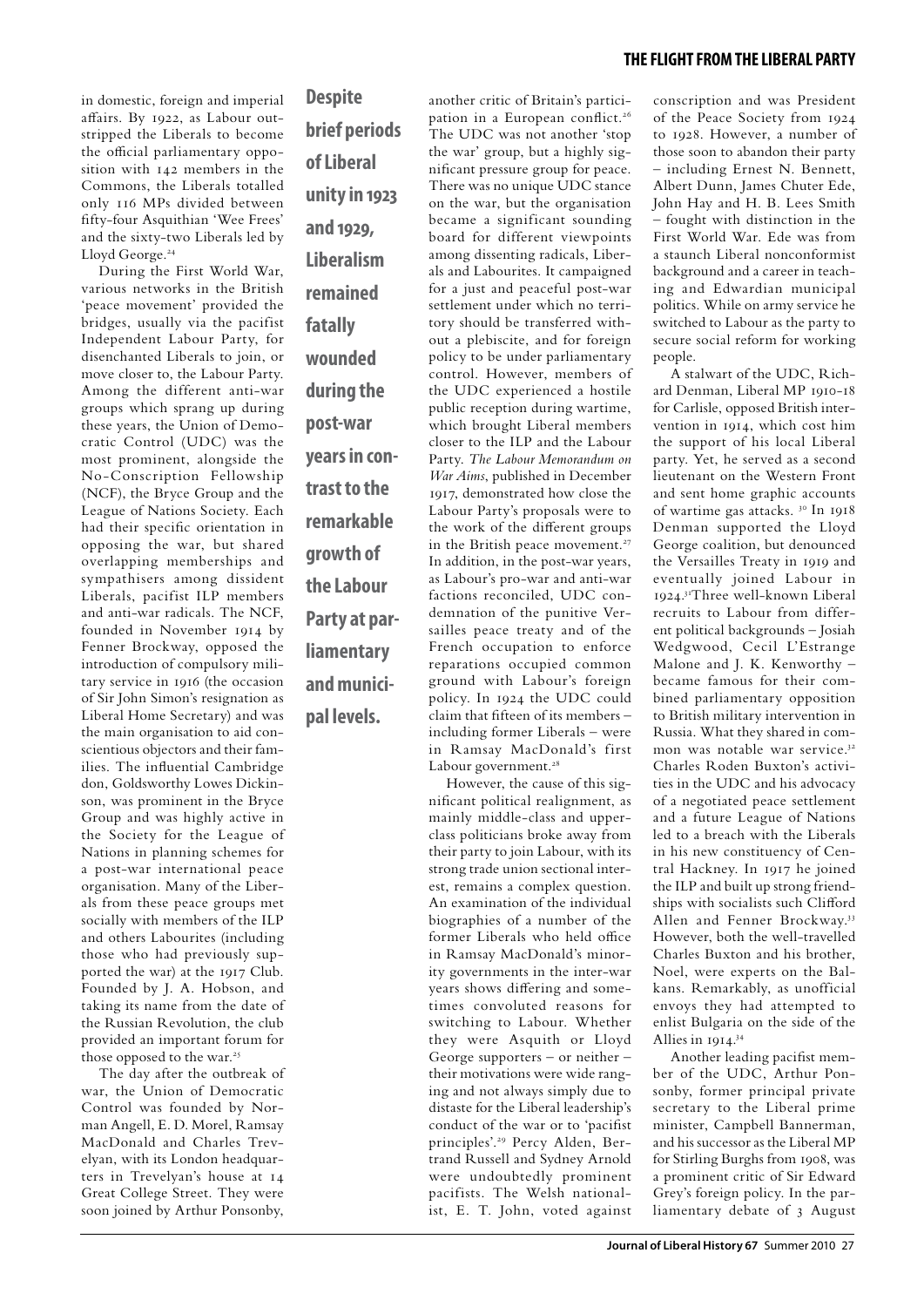in domestic, foreign and imperial affairs. By 1922, as Labour outstripped the Liberals to become the official parliamentary opposition with 142 members in the Commons, the Liberals totalled only 116 MPs divided between fifty-four Asquithian 'Wee Frees' and the sixty-two Liberals led by Lloyd George.[24]

During the First World War, various networks in the British 'peace movement' provided the bridges, usually via the pacifist Independent Labour Party, for disenchanted Liberals to join, or move closer to, the Labour Party. Among the different anti-war groups which sprang up during these years, the Union of Democratic Control (UDC) was the most prominent, alongside the No-Conscription Fellowship (NCF), the Bryce Group and the League of Nations Society. Each had their specific orientation in opposing the war, but shared overlapping memberships and sympathisers among dissident Liberals, pacifist ILP members and anti-war radicals. The NCF, founded in November 1914 by Fenner Brockway, opposed the introduction of compulsory military service in 1916 (the occasion of Sir John Simon's resignation as Liberal Home Secretary) and was the main organisation to aid conscientious objectors and their families. The influential Cambridge don, Goldsworthy Lowes Dickinson, was prominent in the Bryce Group and was highly active in the Society for the League of Nations in planning schemes for a post-war international peace organisation. Many of the Liberals from these peace groups met socially with members of the ILP and others Labourites (including those who had previously supported the war) at the 1917 Club. Founded by J. A. Hobson, and taking its name from the date of the Russian Revolution, the club provided an important forum for those opposed to the war.[25]

The day after the outbreak of war, the Union of Democratic Control was founded by Norman Angell, E. D. Morel, Ramsay MacDonald and Charles Trevelyan, with its London headquarters in Trevelyan's house at 14 Great College Street. They were soon joined by Arthur Ponsonby, another critic of Britain's participation in a European conflict.[26] The UDC was not another 'stop the war' group, but a highly significant pressure group for peace. There was no unique UDC stance on the war, but the organisation became a significant sounding board for different viewpoints among dissenting radicals, Liberals and Labourites. It campaigned for a just and peaceful post-war settlement under which no territory should be transferred without a plebiscite, and for foreign policy to be under parliamentary control. However, members of the UDC experienced a hostile public reception during wartime, which brought Liberal members closer to the ILP and the Labour Party. *The Labour Memorandum on War Aims*, published in December 1917, demonstrated how close the Labour Party's proposals were to the work of the different groups in the British peace movement.[27] In addition, in the post-war years, as Labour's pro-war and anti-war factions reconciled, UDC condemnation of the punitive Versailles peace treaty and of the French occupation to enforce reparations occupied common ground with Labour's foreign policy. In 1924 the UDC could claim that fifteen of its members – including former Liberals – were in Ramsay MacDonald's first Labour government.[28]

**Despite brief periods of Liberal unity in 1923 and 1929, Liberalism remained fatally wounded during the post-war years in contrast to the remarkable growth of the Labour Party at parliamentary and municipal levels.**

However, the cause of this significant political realignment, as mainly middle-class and upper-class politicians broke away from their party to join Labour, with its strong trade union sectional interest, remains a complex question. An examination of the individual biographies of a number of the former Liberals who held office in Ramsay MacDonald's minority governments in the inter-war years shows differing and sometimes convoluted reasons for switching to Labour. Whether they were Asquith or Lloyd George supporters – or neither – their motivations were wide ranging and not always simply due to distaste for the Liberal leadership's conduct of the war or to 'pacifist principles'.[29] Percy Alden, Bertrand Russell and Sydney Arnold were undoubtedly prominent pacifists. The Welsh nationalist, E. T. John, voted against conscription and was President of the Peace Society from 1924 to 1928. However, a number of those soon to abandon their party – including Ernest N. Bennett, Albert Dunn, James Chuter Ede, John Hay and H. B. Lees Smith – fought with distinction in the First World War. Ede was from a staunch Liberal nonconformist background and a career in teaching and Edwardian municipal politics. While on army service he switched to Labour as the party to secure social reform for working people.

A stalwart of the UDC, Richard Denman, Liberal MP 1910–18 for Carlisle, opposed British intervention in 1914, which cost him the support of his local Liberal party. Yet, he served as a second lieutenant on the Western Front and sent home graphic accounts of wartime gas attacks.[30] In 1918 Denman supported the Lloyd George coalition, but denounced the Versailles Treaty in 1919 and eventually joined Labour in 1924.[31] Three well-known Liberal recruits to Labour from different political backgrounds – Josiah Wedgwood, Cecil L'Estrange Malone and J. K. Kenworthy – became famous for their combined parliamentary opposition to British military intervention in Russia. What they shared in common was notable war service.[32] Charles Roden Buxton's activities in the UDC and his advocacy of a negotiated peace settlement and a future League of Nations led to a breach with the Liberals in his new constituency of Central Hackney. In 1917 he joined the ILP and built up strong friendships with socialists such Clifford Allen and Fenner Brockway.[33] However, both the well-travelled Charles Buxton and his brother, Noel, were experts on the Balkans. Remarkably, as unofficial envoys they had attempted to enlist Bulgaria on the side of the Allies in 1914.[34]

Another leading pacifist member of the UDC, Arthur Ponsonby, former principal private secretary to the Liberal prime minister, Campbell Bannerman, and his successor as the Liberal MP for Stirling Burghs from 1908, was a prominent critic of Sir Edward Grey's foreign policy. In the parliamentary debate of 3 August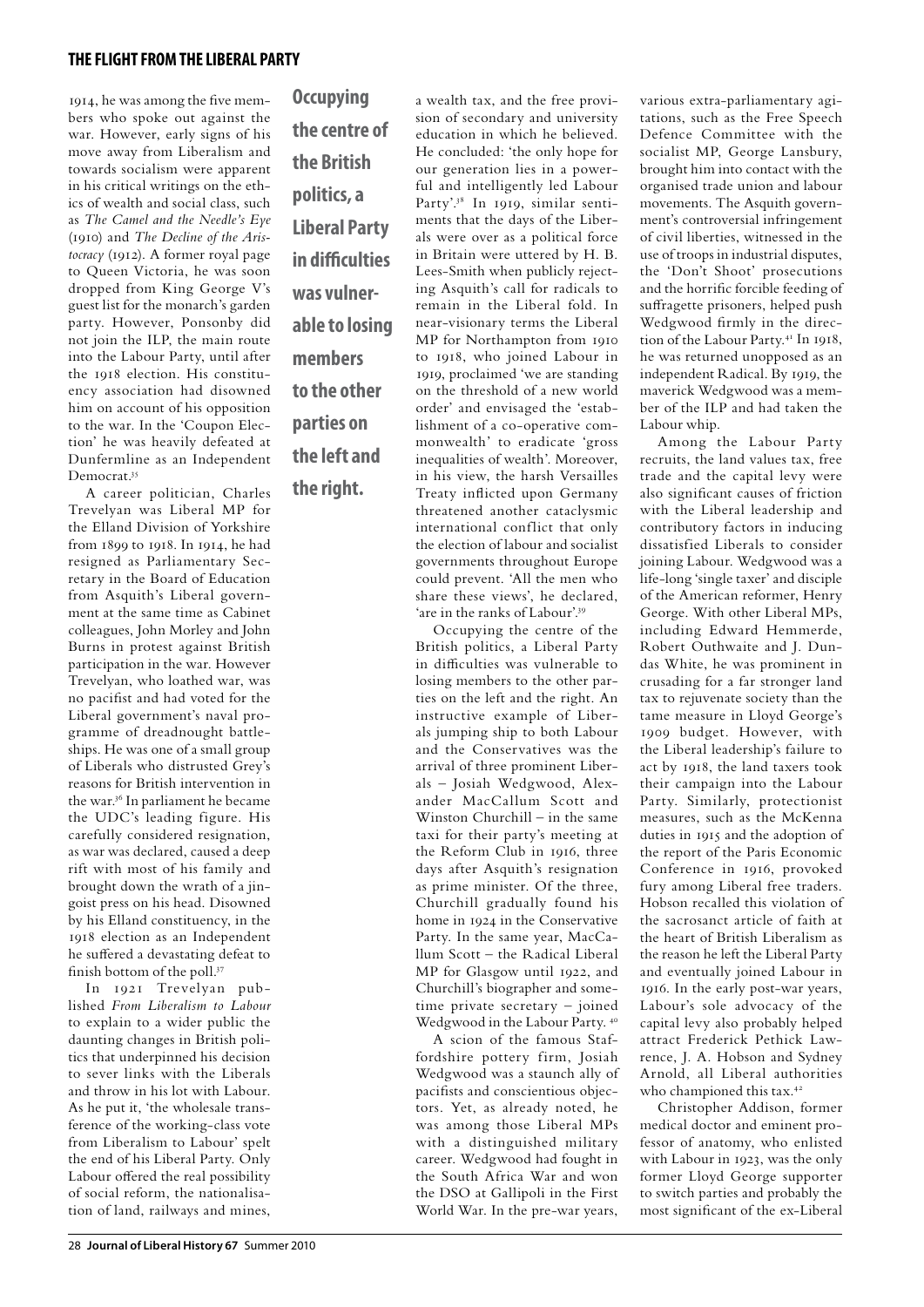1914, he was among the five members who spoke out against the war. However, early signs of his move away from Liberalism and towards socialism were apparent in his critical writings on the ethics of wealth and social class, such as *The Camel and the Needle's Eye* (1910) and *The Decline of the Aristocracy* (1912). A former royal page to Queen Victoria, he was soon dropped from King George V's guest list for the monarch's garden party. However, Ponsonby did not join the ILP, the main route into the Labour Party, until after the 1918 election. His constituency association had disowned him on account of his opposition to the war. In the 'Coupon Election' he was heavily defeated at Dunfermline as an Independent Democrat.[35]

A career politician, Charles Trevelyan was Liberal MP for the Elland Division of Yorkshire from 1899 to 1918. In 1914, he had resigned as Parliamentary Secretary in the Board of Education from Asquith's Liberal government at the same time as Cabinet colleagues, John Morley and John Burns in protest against British participation in the war. However Trevelyan, who loathed war, was no pacifist and had voted for the Liberal government's naval programme of dreadnought battleships. He was one of a small group of Liberals who distrusted Grey's reasons for British intervention in the war.[36] In parliament he became the UDC's leading figure. His carefully considered resignation, as war was declared, caused a deep rift with most of his family and brought down the wrath of a jingoist press on his head. Disowned by his Elland constituency, in the 1918 election as an Independent he suffered a devastating defeat to finish bottom of the poll.[37]

In 1921 Trevelyan published *From Liberalism to Labour* to explain to a wider public the daunting changes in British politics that underpinned his decision to sever links with the Liberals and throw in his lot with Labour. As he put it, 'the wholesale transference of the working-class vote from Liberalism to Labour' spelt the end of his Liberal Party. Only Labour offered the real possibility of social reform, the nationalisation of land, railways and mines, a wealth tax, and the free provision of secondary and university education in which he believed. He concluded: 'the only hope for our generation lies in a powerful and intelligently led Labour Party'.[38] In 1919, similar sentiments that the days of the Liberals were over as a political force in Britain were uttered by H. B. Lees-Smith when publicly rejecting Asquith's call for radicals to remain in the Liberal fold. In near-visionary terms the Liberal MP for Northampton from 1910 to 1918, who joined Labour in 1919, proclaimed 'we are standing on the threshold of a new world order' and envisaged the 'establishment of a co-operative commonwealth' to eradicate 'gross inequalities of wealth'. Moreover, in his view, the harsh Versailles Treaty inflicted upon Germany threatened another cataclysmic international conflict that only the election of labour and socialist governments throughout Europe could prevent. 'All the men who share these views', he declared, 'are in the ranks of Labour'.[39]

**Occupying the centre of the British politics, a Liberal Party in difficulties was vulnerable to losing members to the other parties on the left and the right.**

Occupying the centre of the British politics, a Liberal Party in difficulties was vulnerable to losing members to the other parties on the left and the right. An instructive example of Liberals jumping ship to both Labour and the Conservatives was the arrival of three prominent Liberals – Josiah Wedgwood, Alexander MacCallum Scott and Winston Churchill – in the same taxi for their party's meeting at the Reform Club in 1916, three days after Asquith's resignation as prime minister. Of the three, Churchill gradually found his home in 1924 in the Conservative Party. In the same year, MacCallum Scott – the Radical Liberal MP for Glasgow until 1922, and Churchill's biographer and sometime private secretary – joined Wedgwood in the Labour Party.[40]

A scion of the famous Staffordshire pottery firm, Josiah Wedgwood was a staunch ally of pacifists and conscientious objectors. Yet, as already noted, he was among those Liberal MPs with a distinguished military career. Wedgwood had fought in the South Africa War and won the DSO at Gallipoli in the First World War. In the pre-war years, various extra-parliamentary agitations, such as the Free Speech Defence Committee with the socialist MP, George Lansbury, brought him into contact with the organised trade union and labour movements. The Asquith government's controversial infringement of civil liberties, witnessed in the use of troops in industrial disputes, the 'Don't Shoot' prosecutions and the horrific forcible feeding of suffragette prisoners, helped push Wedgwood firmly in the direction of the Labour Party.[41] In 1918, he was returned unopposed as an independent Radical. By 1919, the maverick Wedgwood was a member of the ILP and had taken the Labour whip.

Among the Labour Party recruits, the land values tax, free trade and the capital levy were also significant causes of friction with the Liberal leadership and contributory factors in inducing dissatisfied Liberals to consider joining Labour. Wedgwood was a life-long 'single taxer' and disciple of the American reformer, Henry George. With other Liberal MPs, including Edward Hemmerde, Robert Outhwaite and J. Dundas White, he was prominent in crusading for a far stronger land tax to rejuvenate society than the tame measure in Lloyd George's 1909 budget. However, with the Liberal leadership's failure to act by 1918, the land taxers took their campaign into the Labour Party. Similarly, protectionist measures, such as the McKenna duties in 1915 and the adoption of the report of the Paris Economic Conference in 1916, provoked fury among Liberal free traders. Hobson recalled this violation of the sacrosanct article of faith at the heart of British Liberalism as the reason he left the Liberal Party and eventually joined Labour in 1916. In the early post-war years, Labour's sole advocacy of the capital levy also probably helped attract Frederick Pethick Lawrence, J. A. Hobson and Sydney Arnold, all Liberal authorities who championed this tax.[42]

Christopher Addison, former medical doctor and eminent professor of anatomy, who enlisted with Labour in 1923, was the only former Lloyd George supporter to switch parties and probably the most significant of the ex-Liberal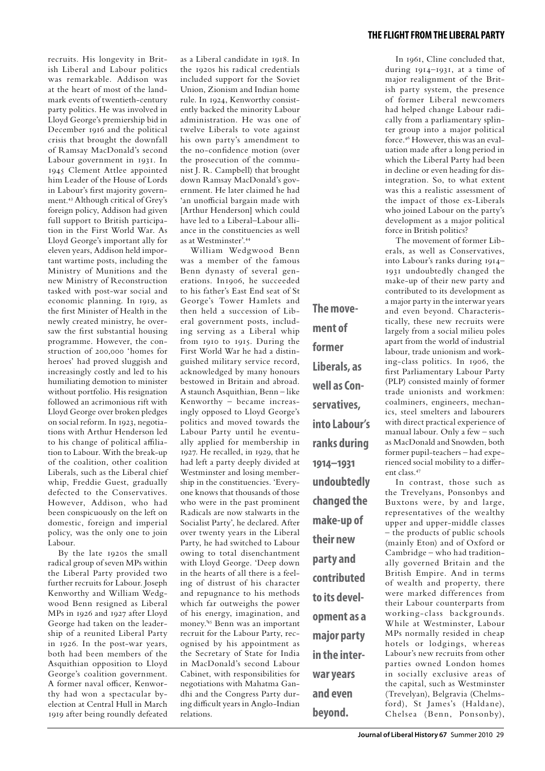recruits. His longevity in British Liberal and Labour politics was remarkable. Addison was at the heart of most of the landmark events of twentieth-century party politics. He was involved in Lloyd George's premiership bid in December 1916 and the political crisis that brought the downfall of Ramsay MacDonald's second Labour government in 1931. In 1945 Clement Attlee appointed him Leader of the House of Lords in Labour's first majority government.[43] Although critical of Grey's foreign policy, Addison had given full support to British participation in the First World War. As Lloyd George's important ally for eleven years, Addison held important wartime posts, including the Ministry of Munitions and the new Ministry of Reconstruction tasked with post-war social and economic planning. In 1919, as the first Minister of Health in the newly created ministry, he oversaw the first substantial housing programme. However, the construction of 200,000 'homes for heroes' had proved sluggish and increasingly costly and led to his humiliating demotion to minister without portfolio. His resignation followed an acrimonious rift with Lloyd George over broken pledges on social reform. In 1923, negotiations with Arthur Henderson led to his change of political affiliation to Labour. With the break-up of the coalition, other coalition Liberals, such as the Liberal chief whip, Freddie Guest, gradually defected to the Conservatives. However, Addison, who had been conspicuously on the left on domestic, foreign and imperial policy, was the only one to join Labour.

By the late 1920s the small radical group of seven MPs within the Liberal Party provided two further recruits for Labour. Joseph Kenworthy and William Wedgwood Benn resigned as Liberal MPs in 1926 and 1927 after Lloyd George had taken on the leadership of a reunited Liberal Party in 1926. In the post-war years, both had been members of the Asquithian opposition to Lloyd George's coalition government. A former naval officer, Kenworthy had won a spectacular by-election at Central Hull in March 1919 after being roundly defeated as a Liberal candidate in 1918. In the 1920s his radical credentials included support for the Soviet Union, Zionism and Indian home rule. In 1924, Kenworthy consistently backed the minority Labour administration. He was one of twelve Liberals to vote against his own party's amendment to the no-confidence motion (over the prosecution of the communist J. R. Campbell) that brought down Ramsay MacDonald's government. He later claimed he had 'an unofficial bargain made with [Arthur Henderson] which could have led to a Liberal–Labour alliance in the constituencies as well as at Westminster'.[44]

William Wedgwood Benn was a member of the famous Benn dynasty of several generations. In1906, he succeeded to his father's East End seat of St George's Tower Hamlets and then held a succession of Liberal government posts, including serving as a Liberal whip from 1910 to 1915. During the First World War he had a distinguished military service record, acknowledged by many honours bestowed in Britain and abroad. A staunch Asquithian, Benn – like Kenworthy – became increasingly opposed to Lloyd George's politics and moved towards the Labour Party until he eventually applied for membership in 1927. He recalled, in 1929, that he had left a party deeply divided at Westminster and losing membership in the constituencies. 'Everyone knows that thousands of those who were in the past prominent Radicals are now stalwarts in the Socialist Party', he declared. After over twenty years in the Liberal Party, he had switched to Labour owing to total disenchantment with Lloyd George. 'Deep down in the hearts of all there is a feeling of distrust of his character and repugnance to his methods which far outweighs the power of his energy, imagination, and money.'[45] Benn was an important recruit for the Labour Party, recognised by his appointment as the Secretary of State for India in MacDonald's second Labour Cabinet, with responsibilities for negotiations with Mahatma Gandhi and the Congress Party during difficult years in Anglo-Indian relations.

**The movement of former Liberals, as well as Conservatives, into Labour's ranks during 1914–1931 undoubtedly changed the make-up of their new party and contributed to its development as a major party in the inter-war years and even beyond.**

In 1961, Cline concluded that, during 1914–1931, at a time of major realignment of the British party system, the presence of former Liberal newcomers had helped change Labour radically from a parliamentary splinter group into a major political force.[46] However, this was an evaluation made after a long period in which the Liberal Party had been in decline or even heading for disintegration. So, to what extent was this a realistic assessment of the impact of those ex-Liberals who joined Labour on the party's development as a major political force in British politics?

The movement of former Liberals, as well as Conservatives, into Labour's ranks during 1914–1931 undoubtedly changed the make-up of their new party and contributed to its development as a major party in the interwar years and even beyond. Characteristically, these new recruits were largely from a social milieu poles apart from the world of industrial labour, trade unionism and working-class politics. In 1906, the first Parliamentary Labour Party (PLP) consisted mainly of former trade unionists and workmen: coalminers, engineers, mechanics, steel smelters and labourers with direct practical experience of manual labour. Only a few – such as MacDonald and Snowden, both former pupil-teachers – had experienced social mobility to a different class.[47]

In contrast, those such as the Trevelyans, Ponsonbys and Buxtons were, by and large, representatives of the wealthy upper and upper-middle classes – the products of public schools (mainly Eton) and of Oxford or Cambridge – who had traditionally governed Britain and the British Empire. And in terms of wealth and property, there were marked differences from their Labour counterparts from working-class backgrounds. While at Westminster, Labour MPs normally resided in cheap hotels or lodgings, whereas Labour's new recruits from other parties owned London homes in socially exclusive areas of the capital, such as Westminster (Trevelyan), Belgravia (Chelmsford), St James's (Haldane), Chelsea (Benn, Ponsonby),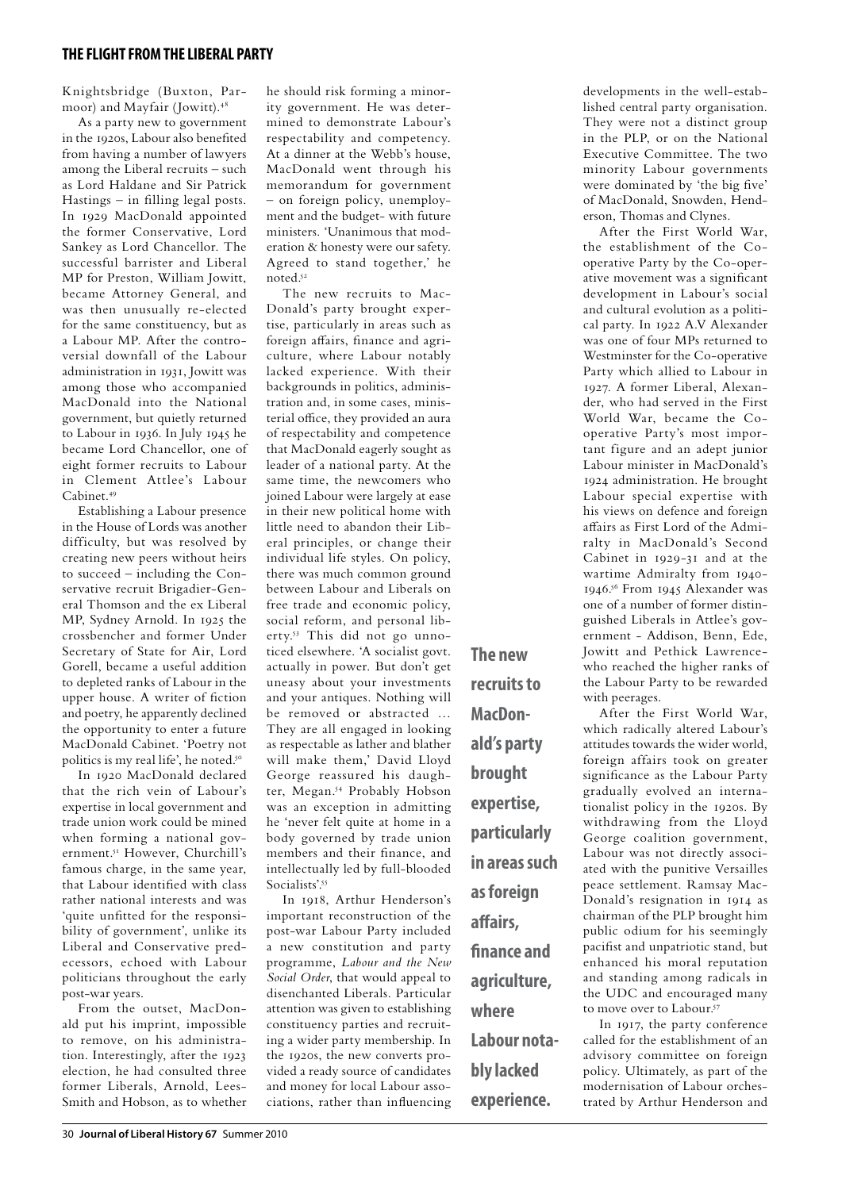Knightsbridge (Buxton, Parmoor) and Mayfair (Jowitt).[48]

As a party new to government in the 1920s, Labour also benefited from having a number of lawyers among the Liberal recruits – such as Lord Haldane and Sir Patrick Hastings – in filling legal posts. In 1929 MacDonald appointed the former Conservative, Lord Sankey as Lord Chancellor. The successful barrister and Liberal MP for Preston, William Jowitt, became Attorney General, and was then unusually re-elected for the same constituency, but as a Labour MP. After the controversial downfall of the Labour administration in 1931, Jowitt was among those who accompanied MacDonald into the National government, but quietly returned to Labour in 1936. In July 1945 he became Lord Chancellor, one of eight former recruits to Labour in Clement Attlee's Labour Cabinet.[49]

Establishing a Labour presence in the House of Lords was another difficulty, but was resolved by creating new peers without heirs to succeed – including the Conservative recruit Brigadier-General Thomson and the ex Liberal MP, Sydney Arnold. In 1925 the crossbencher and former Under Secretary of State for Air, Lord Gorell, became a useful addition to depleted ranks of Labour in the upper house. A writer of fiction and poetry, he apparently declined the opportunity to enter a future MacDonald Cabinet. 'Poetry not politics is my real life', he noted.[50]

In 1920 MacDonald declared that the rich vein of Labour's expertise in local government and trade union work could be mined when forming a national government.[51] However, Churchill's famous charge, in the same year, that Labour identified with class rather national interests and was 'quite unfitted for the responsibility of government', unlike its Liberal and Conservative predecessors, echoed with Labour politicians throughout the early post-war years.

From the outset, MacDonald put his imprint, impossible to remove, on his administration. Interestingly, after the 1923 election, he had consulted three former Liberals, Arnold, Lees-Smith and Hobson, as to whether he should risk forming a minority government. He was determined to demonstrate Labour's respectability and competency. At a dinner at the Webb's house, MacDonald went through his memorandum for government – on foreign policy, unemployment and the budget- with future ministers. 'Unanimous that moderation & honesty were our safety. Agreed to stand together,' he noted.[52]

The new recruits to MacDonald's party brought expertise, particularly in areas such as foreign affairs, finance and agriculture, where Labour notably lacked experience. With their backgrounds in politics, administration and, in some cases, ministerial office, they provided an aura of respectability and competence that MacDonald eagerly sought as leader of a national party. At the same time, the newcomers who joined Labour were largely at ease in their new political home with little need to abandon their Liberal principles, or change their individual life styles. On policy, there was much common ground between Labour and Liberals on free trade and economic policy, social reform, and personal liberty.[53] This did not go unnoticed elsewhere. 'A socialist govt. actually in power. But don't get uneasy about your investments and your antiques. Nothing will be removed or abstracted … They are all engaged in looking as respectable as lather and blather will make them,' David Lloyd George reassured his daughter, Megan.[54] Probably Hobson was an exception in admitting he 'never felt quite at home in a body governed by trade union members and their finance, and intellectually led by full-blooded Socialists'.[55]

In 1918, Arthur Henderson's important reconstruction of the post-war Labour Party included a new constitution and party programme, *Labour and the New Social Order*, that would appeal to disenchanted Liberals. Particular attention was given to establishing constituency parties and recruiting a wider party membership. In the 1920s, the new converts provided a ready source of candidates and money for local Labour associations, rather than influencing developments in the well-established central party organisation. They were not a distinct group in the PLP, or on the National Executive Committee. The two minority Labour governments were dominated by 'the big five' of MacDonald, Snowden, Henderson, Thomas and Clynes.

**The new recruits to MacDonald's party brought expertise, particularly in areas such as foreign affairs, finance and agriculture, where Labour notably lacked experience.**

After the First World War, the establishment of the Co-operative Party by the Co-operative movement was a significant development in Labour's social and cultural evolution as a political party. In 1922 A.V Alexander was one of four MPs returned to Westminster for the Co-operative Party which allied to Labour in 1927. A former Liberal, Alexander, who had served in the First World War, became the Co-operative Party's most important figure and an adept junior Labour minister in MacDonald's 1924 administration. He brought Labour special expertise with his views on defence and foreign affairs as First Lord of the Admiralty in MacDonald's Second Cabinet in 1929–31 and at the wartime Admiralty from 1940–1946.[56] From 1945 Alexander was one of a number of former distinguished Liberals in Attlee's government - Addison, Benn, Ede, Jowitt and Pethick Lawrence- who reached the higher ranks of the Labour Party to be rewarded with peerages.

After the First World War, which radically altered Labour's attitudes towards the wider world, foreign affairs took on greater significance as the Labour Party gradually evolved an internationalist policy in the 1920s. By withdrawing from the Lloyd George coalition government, Labour was not directly associated with the punitive Versailles peace settlement. Ramsay MacDonald's resignation in 1914 as chairman of the PLP brought him public odium for his seemingly pacifist and unpatriotic stand, but enhanced his moral reputation and standing among radicals in the UDC and encouraged many to move over to Labour.[57]

In 1917, the party conference called for the establishment of an advisory committee on foreign policy. Ultimately, as part of the modernisation of Labour orchestrated by Arthur Henderson and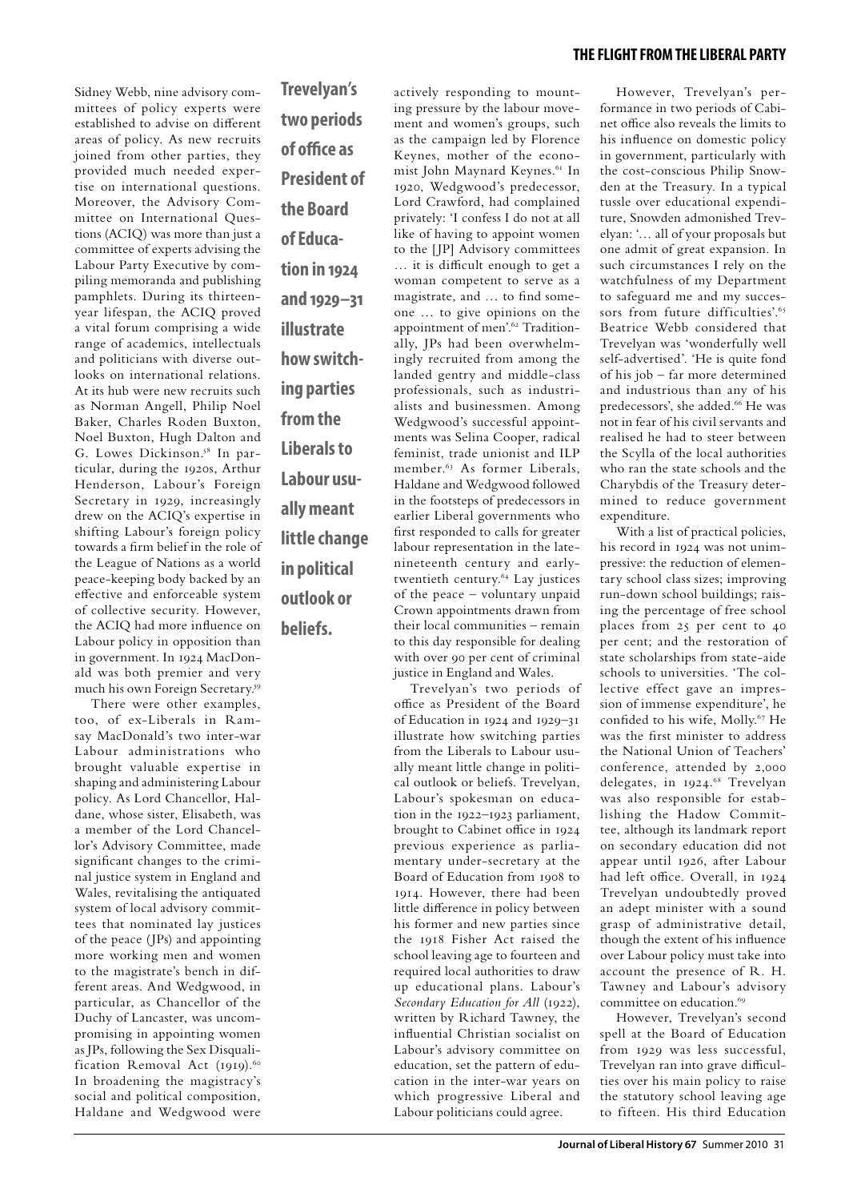Sidney Webb, nine advisory committees of policy experts were established to advise on different areas of policy. As new recruits joined from other parties, they provided much needed expertise on international questions. Moreover, the Advisory Committee on International Questions (ACIQ) was more than just a committee of experts advising the Labour Party Executive by compiling memoranda and publishing pamphlets. During its thirteen-year lifespan, the ACIQ proved a vital forum comprising a wide range of academics, intellectuals and politicians with diverse outlooks on international relations. At its hub were new recruits such as Norman Angell, Philip Noel Baker, Charles Roden Buxton, Noel Buxton, Hugh Dalton and G. Lowes Dickinson.[58] In particular, during the 1920s, Arthur Henderson, Labour's Foreign Secretary in 1929, increasingly drew on the ACIQ's expertise in shifting Labour's foreign policy towards a firm belief in the role of the League of Nations as a world peace-keeping body backed by an effective and enforceable system of collective security. However, the ACIQ had more influence on Labour policy in opposition than in government. In 1924 MacDonald was both premier and very much his own Foreign Secretary.[59]

There were other examples, too, of ex-Liberals in Ramsay MacDonald's two inter-war Labour administrations who brought valuable expertise in shaping and administering Labour policy. As Lord Chancellor, Haldane, whose sister, Elisabeth, was a member of the Lord Chancellor's Advisory Committee, made significant changes to the criminal justice system in England and Wales, revitalising the antiquated system of local advisory committees that nominated lay justices of the peace (JPs) and appointing more working men and women to the magistrate's bench in different areas. And Wedgwood, in particular, as Chancellor of the Duchy of Lancaster, was uncompromising in appointing women as JPs, following the Sex Disqualification Removal Act (1919).[60] In broadening the magistracy's social and political composition, Haldane and Wedgwood were actively responding to mounting pressure by the labour movement and women's groups, such as the campaign led by Florence Keynes, mother of the economist John Maynard Keynes.[61] In 1920, Wedgwood's predecessor, Lord Crawford, had complained privately: 'I confess I do not at all like of having to appoint women to the [JP] Advisory committees … it is difficult enough to get a woman competent to serve as a magistrate, and … to find someone … to give opinions on the appointment of men'.[62] Traditionally, JPs had been overwhelmingly recruited from among the landed gentry and middle-class professionals, such as industrialists and businessmen. Among Wedgwood's successful appointments was Selina Cooper, radical feminist, trade unionist and ILP member.[63] As former Liberals, Haldane and Wedgwood followed in the footsteps of predecessors in earlier Liberal governments who first responded to calls for greater labour representation in the late-nineteenth century and early-twentieth century.[64] Lay justices of the peace – voluntary unpaid Crown appointments drawn from their local communities – remain to this day responsible for dealing with over 90 per cent of criminal justice in England and Wales.

**Trevelyan's two periods of office as President of the Board of Education in 1924 and 1929–31 illustrate how switching parties from the Liberals to Labour usually meant little change in political outlook or beliefs.**

Trevelyan's two periods of office as President of the Board of Education in 1924 and 1929–31 illustrate how switching parties from the Liberals to Labour usually meant little change in political outlook or beliefs. Trevelyan, Labour's spokesman on education in the 1922–1923 parliament, brought to Cabinet office in 1924 previous experience as parliamentary under-secretary at the Board of Education from 1908 to 1914. However, there had been little difference in policy between his former and new parties since the 1918 Fisher Act raised the school leaving age to fourteen and required local authorities to draw up educational plans. Labour's *Secondary Education for All* (1922), written by Richard Tawney, the influential Christian socialist on Labour's advisory committee on education, set the pattern of education in the inter-war years on which progressive Liberal and Labour politicians could agree.

However, Trevelyan's performance in two periods of Cabinet office also reveals the limits to his influence on domestic policy in government, particularly with the cost-conscious Philip Snowden at the Treasury. In a typical tussle over educational expenditure, Snowden admonished Trevelyan: '… all of your proposals but one admit of great expansion. In such circumstances I rely on the watchfulness of my Department to safeguard me and my successors from future difficulties'.[65] Beatrice Webb considered that Trevelyan was 'wonderfully well self-advertised'. 'He is quite fond of his job – far more determined and industrious than any of his predecessors', she added.[66] He was not in fear of his civil servants and realised he had to steer between the Scylla of the local authorities who ran the state schools and the Charybdis of the Treasury determined to reduce government expenditure.

With a list of practical policies, his record in 1924 was not unimpressive: the reduction of elementary school class sizes; improving run-down school buildings; raising the percentage of free school places from 25 per cent to 40 per cent; and the restoration of state scholarships from state-aide schools to universities. 'The collective effect gave an impression of immense expenditure', he confided to his wife, Molly.[67] He was the first minister to address the National Union of Teachers' conference, attended by 2,000 delegates, in 1924.[68] Trevelyan was also responsible for establishing the Hadow Committee, although its landmark report on secondary education did not appear until 1926, after Labour had left office. Overall, in 1924 Trevelyan undoubtedly proved an adept minister with a sound grasp of administrative detail, though the extent of his influence over Labour policy must take into account the presence of R. H. Tawney and Labour's advisory committee on education.[69]

However, Trevelyan's second spell at the Board of Education from 1929 was less successful, Trevelyan ran into grave difficulties over his main policy to raise the statutory school leaving age to fifteen. His third Education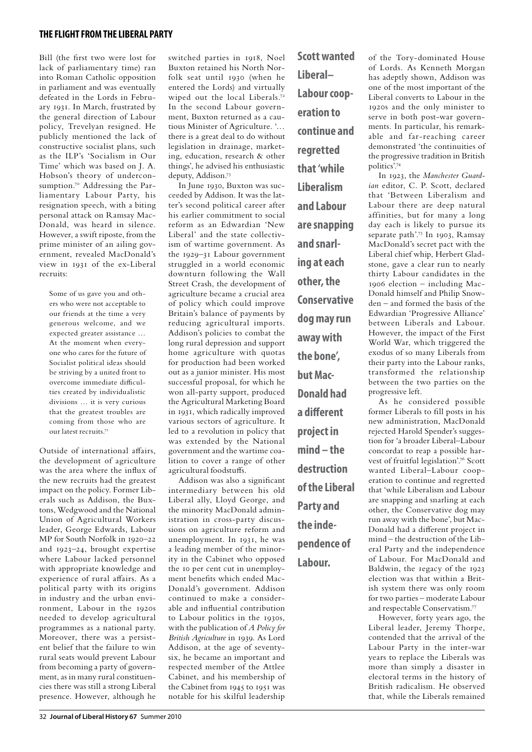Bill (the first two were lost for lack of parliamentary time) ran into Roman Catholic opposition in parliament and was eventually defeated in the Lords in February 1931. In March, frustrated by the general direction of Labour policy, Trevelyan resigned. He publicly mentioned the lack of constructive socialist plans, such as the ILP's 'Socialism in Our Time' which was based on J. A. Hobson's theory of underconsumption.[70] Addressing the Parliamentary Labour Party, his resignation speech, with a biting personal attack on Ramsay MacDonald, was heard in silence. However, a swift riposte, from the prime minister of an ailing government, revealed MacDonald's view in 1931 of the ex-Liberal recruits:

> Some of us gave you and others who were not acceptable to our friends at the time a very generous welcome, and we expected greater assistance … At the moment when everyone who cares for the future of Socialist political ideas should be striving by a united front to overcome immediate difficulties created by individualistic divisions … it is very curious that the greatest troubles are coming from those who are our latest recruits.[71]

Outside of international affairs, the development of agriculture was the area where the influx of the new recruits had the greatest impact on the policy. Former Liberals such as Addison, the Buxtons, Wedgwood and the National Union of Agricultural Workers leader, George Edwards, Labour MP for South Norfolk in 1920–22 and 1923–24, brought expertise where Labour lacked personnel with appropriate knowledge and experience of rural affairs. As a political party with its origins in industry and the urban environment, Labour in the 1920s needed to develop agricultural programmes as a national party. Moreover, there was a persistent belief that the failure to win rural seats would prevent Labour from becoming a party of government, as in many rural constituencies there was still a strong Liberal presence. However, although he switched parties in 1918, Noel Buxton retained his North Norfolk seat until 1930 (when he entered the Lords) and virtually wiped out the local Liberals.[72] In the second Labour government, Buxton returned as a cautious Minister of Agriculture. '… there is a great deal to do without legislation in drainage, marketing, education, research & other things', he advised his enthusiastic deputy, Addison.[73]

In June 1930, Buxton was succeeded by Addison. It was the latter's second political career after his earlier commitment to social reform as an Edwardian 'New Liberal' and the state collectivism of wartime government. As the 1929–31 Labour government struggled in a world economic downturn following the Wall Street Crash, the development of agriculture became a crucial area of policy which could improve Britain's balance of payments by reducing agricultural imports. Addison's policies to combat the long rural depression and support home agriculture with quotas for production had been worked out as a junior minister. His most successful proposal, for which he won all-party support, produced the Agricultural Marketing Board in 1931, which radically improved various sectors of agriculture. It led to a revolution in policy that was extended by the National government and the wartime coalition to cover a range of other agricultural foodstuffs.

Addison was also a significant intermediary between his old Liberal ally, Lloyd George, and the minority MacDonald administration in cross-party discussions on agriculture reform and unemployment. In 1931, he was a leading member of the minority in the Cabinet who opposed the 10 per cent cut in unemployment benefits which ended MacDonald's government. Addison continued to make a considerable and influential contribution to Labour politics in the 1930s, with the publication of *A Policy for British Agriculture* in 1939. As Lord Addison, at the age of seventy-six, he became an important and respected member of the Attlee Cabinet, and his membership of the Cabinet from 1945 to 1951 was notable for his skilful leadership of the Tory-dominated House of Lords. As Kenneth Morgan has adeptly shown, Addison was one of the most important of the Liberal converts to Labour in the 1920s and the only minister to serve in both post-war governments. In particular, his remarkable and far-reaching career demonstrated 'the continuities of the progressive tradition in British politics'.[74]

In 1923, the *Manchester Guardian* editor, C. P. Scott, declared that 'Between Liberalism and Labour there are deep natural affinities, but for many a long day each is likely to pursue its separate path'.[75] In 1903, Ramsay MacDonald's secret pact with the Liberal chief whip, Herbert Gladstone, gave a clear run to nearly thirty Labour candidates in the 1906 election – including MacDonald himself and Philip Snowden – and formed the basis of the Edwardian 'Progressive Alliance' between Liberals and Labour. However, the impact of the First World War, which triggered the exodus of so many Liberals from their party into the Labour ranks, transformed the relationship between the two parties on the progressive left.

As he considered possible former Liberals to fill posts in his new administration, MacDonald rejected Harold Spender's suggestion for 'a broader Liberal–Labour concordat to reap a possible harvest of fruitful legislation'.[76] Scott wanted Liberal–Labour cooperation to continue and regretted that 'while Liberalism and Labour are snapping and snarling at each other, the Conservative dog may run away with the bone', but MacDonald had a different project in mind – the destruction of the Liberal Party and the independence of Labour. For MacDonald and Baldwin, the legacy of the 1923 election was that within a British system there was only room for two parties – moderate Labour and respectable Conservatism.[77]

However, forty years ago, the Liberal leader, Jeremy Thorpe, contended that the arrival of the Labour Party in the inter-war years to replace the Liberals was more than simply a disaster in electoral terms in the history of British radicalism. He observed that, while the Liberals remained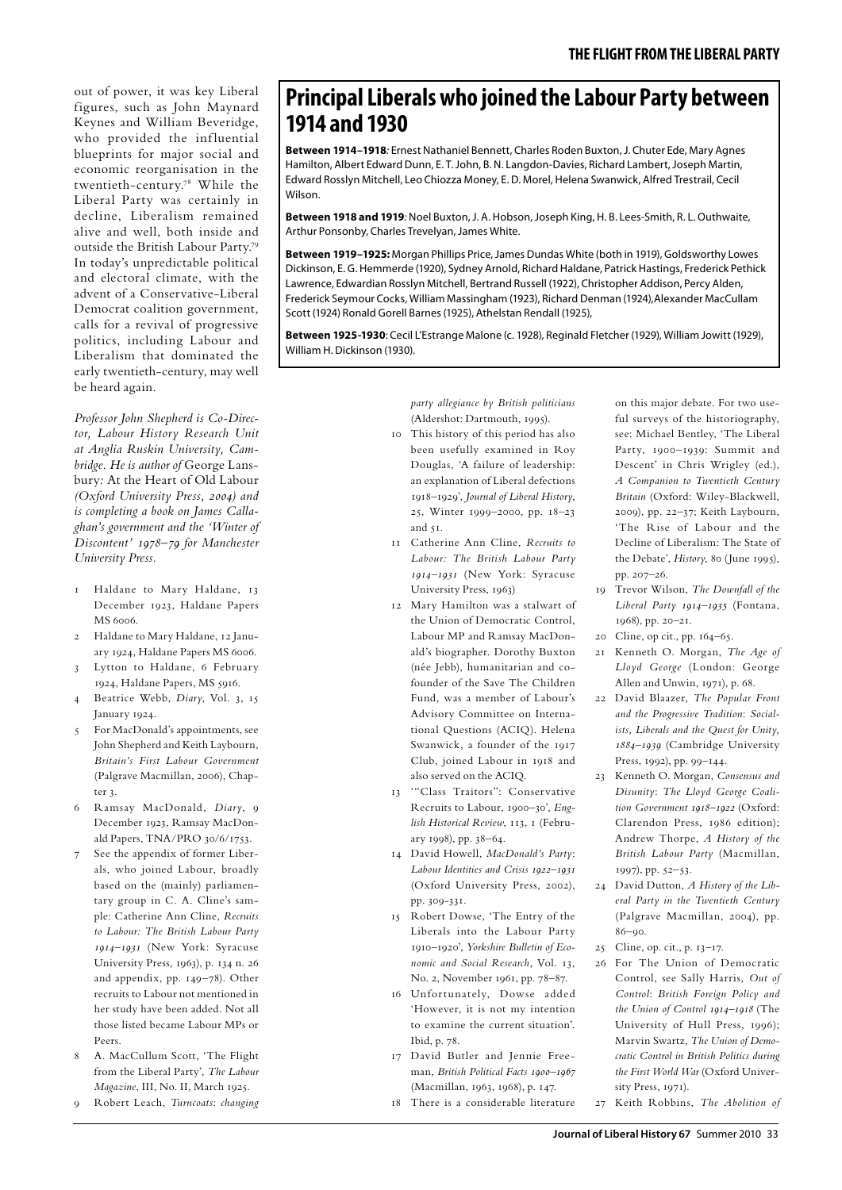out of power, it was key Liberal figures, such as John Maynard Keynes and William Beveridge, who provided the influential blueprints for major social and economic reorganisation in the twentieth-century.[78] While the Liberal Party was certainly in decline, Liberalism remained alive and well, both inside and outside the British Labour Party.[79] In today's unpredictable political and electoral climate, with the advent of a Conservative-Liberal Democrat coalition government, calls for a revival of progressive politics, including Labour and Liberalism that dominated the early twentieth-century, may well be heard again.

*Professor John Shepherd is Co-Director, Labour History Research Unit at Anglia Ruskin University, Cambridge. He is author of* George Lansbury: At the Heart of Old Labour *(Oxford University Press, 2004) and is completing a book on James Callaghan's government and the 'Winter of Discontent' 1978–79 for Manchester University Press.*

## Principal Liberals who joined the Labour Party between 1914 and 1930

**Between 1914–1918**: Ernest Nathaniel Bennett, Charles Roden Buxton, J. Chuter Ede, Mary Agnes Hamilton, Albert Edward Dunn, E. T. John, B. N. Langdon-Davies, Richard Lambert, Joseph Martin, Edward Rosslyn Mitchell, Leo Chiozza Money, E. D. Morel, Helena Swanwick, Alfred Trestrail, Cecil Wilson.

**Between 1918 and 1919**: Noel Buxton, J. A. Hobson, Joseph King, H. B. Lees-Smith, R. L. Outhwaite, Arthur Ponsonby, Charles Trevelyan, James White.

**Between 1919–1925:** Morgan Phillips Price, James Dundas White (both in 1919), Goldsworthy Lowes Dickinson, E. G. Hemmerde (1920), Sydney Arnold, Richard Haldane, Patrick Hastings, Frederick Pethick Lawrence, Edwardian Rosslyn Mitchell, Bertrand Russell (1922), Christopher Addison, Percy Alden, Frederick Seymour Cocks, William Massingham (1923), Richard Denman (1924),Alexander MacCullam Scott (1924) Ronald Gorell Barnes (1925), Athelstan Rendall (1925),

**Between 1925-1930**: Cecil L'Estrange Malone (c. 1928), Reginald Fletcher (1929), William Jowitt (1929), William H. Dickinson (1930).

1. Haldane to Mary Haldane, 13 December 1923, Haldane Papers MS 6006.
2. Haldane to Mary Haldane, 12 January 1924, Haldane Papers MS 6006.
3. Lytton to Haldane, 6 February 1924, Haldane Papers, MS 5916.
4. Beatrice Webb, *Diary*, Vol. 3, 15 January 1924.
5. For MacDonald's appointments, see John Shepherd and Keith Laybourn, *Britain's First Labour Government* (Palgrave Macmillan, 2006), Chapter 3.
6. Ramsay MacDonald, *Diary*, 9 December 1923, Ramsay MacDonald Papers, TNA/PRO 30/6/1753.
7. See the appendix of former Liberals, who joined Labour, broadly based on the (mainly) parliamentary group in C. A. Cline's sample: Catherine Ann Cline, *Recruits to Labour: The British Labour Party 1914–1931* (New York: Syracuse University Press, 1963), p. 134 n. 26 and appendix, pp. 149–78). Other recruits to Labour not mentioned in her study have been added. Not all those listed became Labour MPs or Peers.
8. A. MacCullum Scott, 'The Flight from the Liberal Party', *The Labour Magazine*, III, No. II, March 1925.
9. Robert Leach, *Turncoats: changing party allegiance by British politicians* (Aldershot: Dartmouth, 1995).
10. This history of this period has also been usefully examined in Roy Douglas, 'A failure of leadership: an explanation of Liberal defections 1918–1929', *Journal of Liberal History*, 25, Winter 1999–2000, pp. 18–23 and 51.
11. Catherine Ann Cline, *Recruits to Labour: The British Labour Party 1914–1931* (New York: Syracuse University Press, 1963)
12. Mary Hamilton was a stalwart of the Union of Democratic Control, Labour MP and Ramsay MacDonald's biographer. Dorothy Buxton (née Jebb), humanitarian and co-founder of the Save The Children Fund, was a member of Labour's Advisory Committee on International Questions (ACIQ). Helena Swanwick, a founder of the 1917 Club, joined Labour in 1918 and also served on the ACIQ.
13. '"Class Traitors": Conservative Recruits to Labour, 1900–30', *English Historical Review*, 113, 1 (February 1998), pp. 38–64.
14. David Howell, *MacDonald's Party: Labour Identities and Crisis 1922–1931* (Oxford University Press, 2002), pp. 309-331.
15. Robert Dowse, 'The Entry of the Liberals into the Labour Party 1910–1920', *Yorkshire Bulletin of Economic and Social Research*, Vol. 13, No. 2, November 1961, pp. 78–87.
16. Unfortunately, Dowse added 'However, it is not my intention to examine the current situation'. Ibid, p. 78.
17. David Butler and Jennie Freeman, *British Political Facts 1900–1967* (Macmillan, 1963, 1968), p. 147.
18. There is a considerable literature on this major debate. For two useful surveys of the historiography, see: Michael Bentley, 'The Liberal Party, 1900–1939: Summit and Descent' in Chris Wrigley (ed.), *A Companion to Twentieth Century Britain* (Oxford: Wiley-Blackwell, 2009), pp. 22–37; Keith Laybourn, 'The Rise of Labour and the Decline of Liberalism: The State of the Debate', *History*, 80 (June 1995), pp. 207–26.
19. Trevor Wilson, *The Downfall of the Liberal Party 1914–1935* (Fontana, 1968), pp. 20–21.
20. Cline, op cit., pp. 164–65.
21. Kenneth O. Morgan, *The Age of Lloyd George* (London: George Allen and Unwin, 1971), p. 68.
22. David Blaazer, *The Popular Front and the Progressive Tradition: Socialists, Liberals and the Quest for Unity, 1884–1939* (Cambridge University Press, 1992), pp. 99–144.
23. Kenneth O. Morgan, *Consensus and Disunity: The Lloyd George Coalition Government 1918–1922* (Oxford: Clarendon Press, 1986 edition); Andrew Thorpe, *A History of the British Labour Party* (Macmillan, 1997), pp. 52–53.
24. David Dutton, *A History of the Liberal Party in the Twentieth Century* (Palgrave Macmillan, 2004), pp. 86–90.
25. Cline, op. cit., pp. 13–17.
26. For The Union of Democratic Control, see Sally Harris, *Out of Control: British Foreign Policy and the Union of Control 1914–1918* (The University of Hull Press, 1996); Marvin Swartz, *The Union of Democratic Control in British Politics during the First World War* (Oxford University Press, 1971).
27. Keith Robbins, *The Abolition of*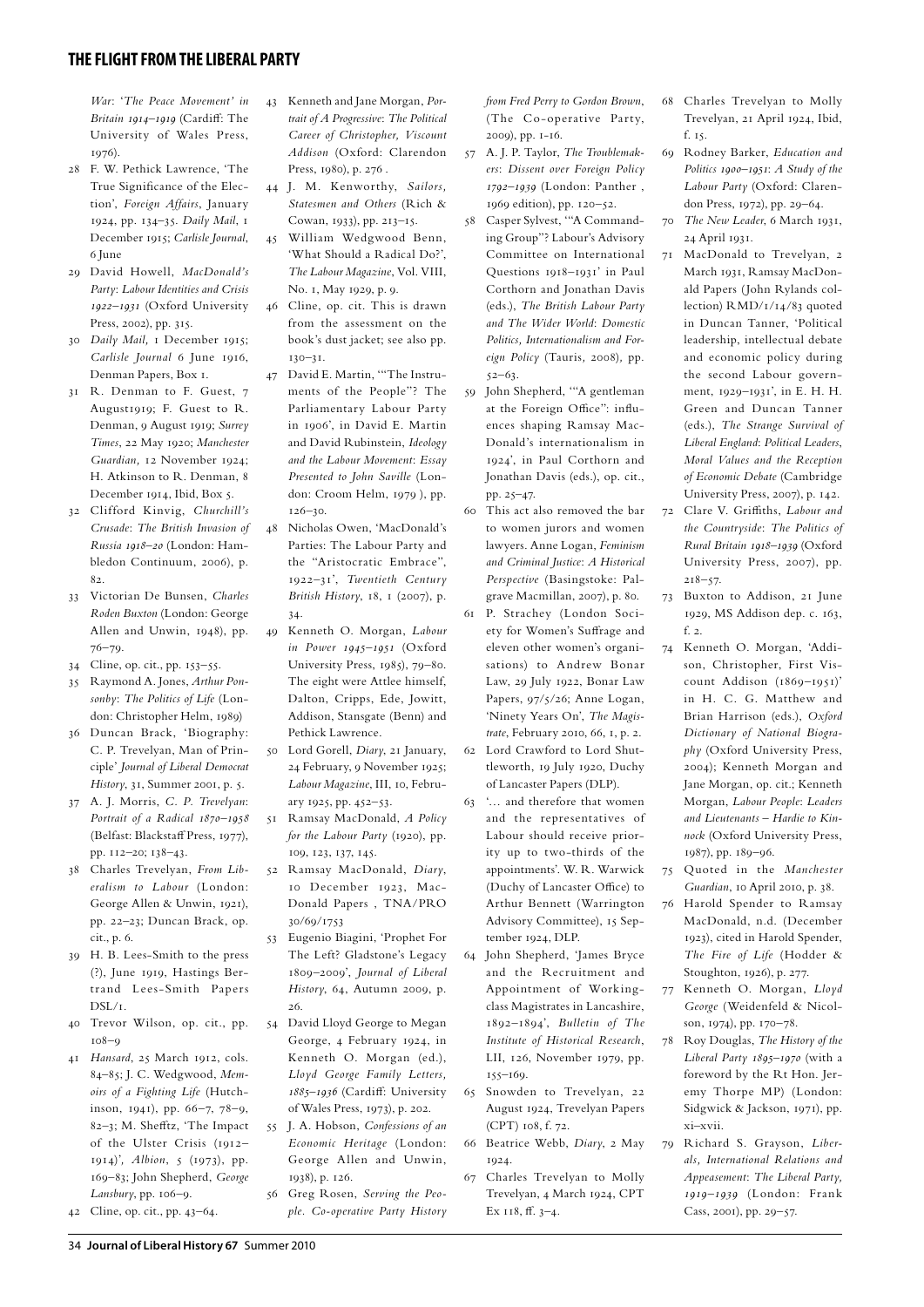*War*: '*The Peace Movement' in Britain 1914–1919* (Cardiff: The University of Wales Press, 1976).

28 F. W. Pethick Lawrence, 'The True Significance of the Election', *Foreign Affairs*, January 1924, pp. 134–35. *Daily Mail*, 1 December 1915; *Carlisle Journal*, 6 June

29 David Howell, *MacDonald's Party*: *Labour Identities and Crisis 1922–1931* (Oxford University Press, 2002), pp. 315.

30 *Daily Mail,* 1 December 1915; *Carlisle Journal* 6 June 1916, Denman Papers, Box 1.

31 R. Denman to F. Guest, 7 August1919; F. Guest to R. Denman, 9 August 1919; *Surrey Times*, 22 May 1920; *Manchester Guardian,* 12 November 1924; H. Atkinson to R. Denman, 8 December 1914, Ibid, Box 5.

32 Clifford Kinvig, *Churchill's Crusade*: *The British Invasion of Russia 1918–20* (London: Hambledon Continuum, 2006), p. 82.

33 Victorian De Bunsen, *Charles Roden Buxton* (London: George Allen and Unwin, 1948), pp. 76–79.

34 Cline, op. cit., pp. 153–55.

35 Raymond A. Jones, *Arthur Ponsonby*: *The Politics of Life* (London: Christopher Helm, 1989)

36 Duncan Brack, 'Biography: C. P. Trevelyan, Man of Principle' *Journal of Liberal Democrat History*, 31, Summer 2001, p. 5.

37 A. J. Morris, *C. P. Trevelyan*: *Portrait of a Radical 1870–1958* (Belfast: Blackstaff Press, 1977), pp. 112–20; 138–43.

38 Charles Trevelyan, *From Liberalism to Labour* (London: George Allen & Unwin, 1921), pp. 22–23; Duncan Brack, op. cit., p. 6.

39 H. B. Lees-Smith to the press (?), June 1919, Hastings Bertrand Lees-Smith Papers DSL/1.

40 Trevor Wilson, op. cit., pp. 108–9

41 *Hansard*, 25 March 1912, cols. 84–85; J. C. Wedgwood, *Memoirs of a Fighting Life* (Hutchinson, 1941), pp. 66–7, 78–9, 82–3; M. Shefftz, 'The Impact of the Ulster Crisis (1912–1914)', *Albion*, 5 (1973), pp. 169–83; John Shepherd, *George Lansbury*, pp. 106–9.

42 Cline, op. cit., pp. 43–64.

43 Kenneth and Jane Morgan, *Portrait of A Progressive*: *The Political Career of Christopher, Viscount Addison* (Oxford: Clarendon Press, 1980), p. 276 .

44 J. M. Kenworthy, *Sailors, Statesmen and Others* (Rich & Cowan, 1933), pp. 213–15.

45 William Wedgwood Benn, 'What Should a Radical Do?', *The Labour Magazine*, Vol. VIII, No. 1, May 1929, p. 9.

46 Cline, op. cit. This is drawn from the assessment on the book's dust jacket; see also pp. 130–31.

47 David E. Martin, '"The Instruments of the People"? The Parliamentary Labour Party in 1906', in David E. Martin and David Rubinstein, *Ideology and the Labour Movement*: *Essay Presented to John Saville* (London: Croom Helm, 1979 ), pp. 126–30.

48 Nicholas Owen, 'MacDonald's Parties: The Labour Party and the "Aristocratic Embrace", 1922–31', *Twentieth Century British History*, 18, 1 (2007), p. 34.

49 Kenneth O. Morgan, *Labour in Power 1945–1951* (Oxford University Press, 1985), 79–80. The eight were Attlee himself, Dalton, Cripps, Ede, Jowitt, Addison, Stansgate (Benn) and Pethick Lawrence.

50 Lord Gorell, *Diary*, 21 January, 24 February, 9 November 1925; *Labour Magazine*, III, 10, February 1925, pp. 452–53.

51 Ramsay MacDonald, *A Policy for the Labour Party* (1920), pp. 109, 123, 137, 145.

52 Ramsay MacDonald, *Diary*, 10 December 1923, MacDonald Papers , TNA/PRO 30/69/1753

53 Eugenio Biagini, 'Prophet For The Left? Gladstone's Legacy 1809–2009', *Journal of Liberal History*, 64, Autumn 2009, p. 26.

54 David Lloyd George to Megan George, 4 February 1924, in Kenneth O. Morgan (ed.), *Lloyd George Family Letters, 1885–1936* (Cardiff: University of Wales Press, 1973), p. 202.

55 J. A. Hobson, *Confessions of an Economic Heritage* (London: George Allen and Unwin, 1938), p. 126.

56 Greg Rosen, *Serving the People*. *Co-operative Party History from Fred Perry to Gordon Brown*, (The Co-operative Party, 2009), pp. 1-16.

57 A. J. P. Taylor, *The Troublemakers*: *Dissent over Foreign Policy 1792–1939* (London: Panther , 1969 edition), pp. 120–52.

58 Casper Sylvest, '"A Commanding Group"? Labour's Advisory Committee on International Questions 1918–1931' in Paul Corthorn and Jonathan Davis (eds.), *The British Labour Party and The Wider World*: *Domestic Politics, Internationalism and Foreign Policy* (Tauris, 2008), pp. 52–63.

59 John Shepherd, '"A gentleman at the Foreign Office": influences shaping Ramsay MacDonald's internationalism in 1924', in Paul Corthorn and Jonathan Davis (eds.), op. cit., pp. 25–47.

60 This act also removed the bar to women jurors and women lawyers. Anne Logan, *Feminism and Criminal Justice*: *A Historical Perspective* (Basingstoke: Palgrave Macmillan, 2007), p. 80.

61 P. Strachey (London Society for Women's Suffrage and eleven other women's organisations) to Andrew Bonar Law, 29 July 1922, Bonar Law Papers, 97/5/26; Anne Logan, 'Ninety Years On', *The Magistrate*, February 2010, 66, 1, p. 2.

62 Lord Crawford to Lord Shuttleworth, 19 July 1920, Duchy of Lancaster Papers (DLP).

63 '… and therefore that women and the representatives of Labour should receive priority up to two-thirds of the appointments'. W. R. Warwick (Duchy of Lancaster Office) to Arthur Bennett (Warrington Advisory Committee), 15 September 1924, DLP.

64 John Shepherd, 'James Bryce and the Recruitment and Appointment of Working-class Magistrates in Lancashire, 1892–1894', *Bulletin of The Institute of Historical Research*, LII, 126, November 1979, pp. 155–169.

65 Snowden to Trevelyan, 22 August 1924, Trevelyan Papers (CPT) 108, f. 72.

66 Beatrice Webb, *Diary*, 2 May 1924.

67 Charles Trevelyan to Molly Trevelyan, 4 March 1924, CPT Ex 118, ff. 3–4.

68 Charles Trevelyan to Molly Trevelyan, 21 April 1924, Ibid, f. 15.

69 Rodney Barker, *Education and Politics 1900–1951*: *A Study of the Labour Party* (Oxford: Clarendon Press, 1972), pp. 29–64.

70 *The New Leader*, 6 March 1931, 24 April 1931.

71 MacDonald to Trevelyan, 2 March 1931, Ramsay MacDonald Papers (John Rylands collection) RMD/1/14/83 quoted in Duncan Tanner, 'Political leadership, intellectual debate and economic policy during the second Labour government, 1929–1931', in E. H. H. Green and Duncan Tanner (eds.), *The Strange Survival of Liberal England*: *Political Leaders, Moral Values and the Reception of Economic Debate* (Cambridge University Press, 2007), p. 142.

72 Clare V. Griffiths, *Labour and the Countryside*: *The Politics of Rural Britain 1918–1939* (Oxford University Press, 2007), pp. 218–57.

73 Buxton to Addison, 21 June 1929, MS Addison dep. c. 163, f. 2.

74 Kenneth O. Morgan, 'Addison, Christopher, First Viscount Addison (1869–1951)' in H. C. G. Matthew and Brian Harrison (eds.), *Oxford Dictionary of National Biography* (Oxford University Press, 2004); Kenneth Morgan and Jane Morgan, op. cit.; Kenneth Morgan, *Labour People*: *Leaders and Lieutenants – Hardie to Kinnock* (Oxford University Press, 1987), pp. 189–96.

75 Quoted in the *Manchester Guardian*, 10 April 2010, p. 38.

76 Harold Spender to Ramsay MacDonald, n.d. (December 1923), cited in Harold Spender, *The Fire of Life* (Hodder & Stoughton, 1926), p. 277.

77 Kenneth O. Morgan, *Lloyd George* (Weidenfeld & Nicolson, 1974), pp. 170–78.

78 Roy Douglas, *The History of the Liberal Party 1895–1970* (with a foreword by the Rt Hon. Jeremy Thorpe MP) (London: Sidgwick & Jackson, 1971), pp. xi–xvii.

79 Richard S. Grayson, *Liberals, International Relations and Appeasement*: *The Liberal Party, 1919–1939* (London: Frank Cass, 2001), pp. 29–57.